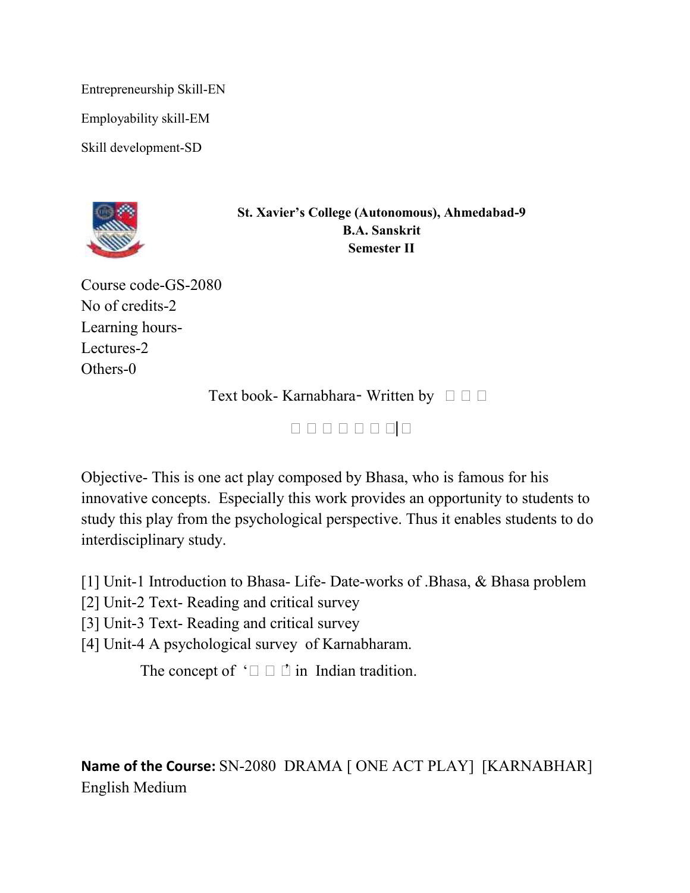Entrepreneurship Skill-EN

Employability skill-EM

Skill development-SD

**St. Xavier's College (Autonomous), Ahmedabad-9**
**B.A. Sanskrit**
**Semester II**

Course code-GS-2080
No of credits-2
Learning hours-
Lectures-2
Others-0

Text book- Karnabhara- Written by □ □ □

□ □ □ □ □ □ □ | □

Objective- This is one act play composed by Bhasa, who is famous for his innovative concepts. Especially this work provides an opportunity to students to study this play from the psychological perspective. Thus it enables students to do interdisciplinary study.

[1] Unit-1 Introduction to Bhasa- Life- Date-works of .Bhasa, & Bhasa problem
[2] Unit-2 Text- Reading and critical survey
[3] Unit-3 Text- Reading and critical survey
[4] Unit-4 A psychological survey of Karnabharam.

The concept of '□ □ □' in Indian tradition.

**Name of the Course:** SN-2080 DRAMA [ ONE ACT PLAY] [KARNABHAR] English Medium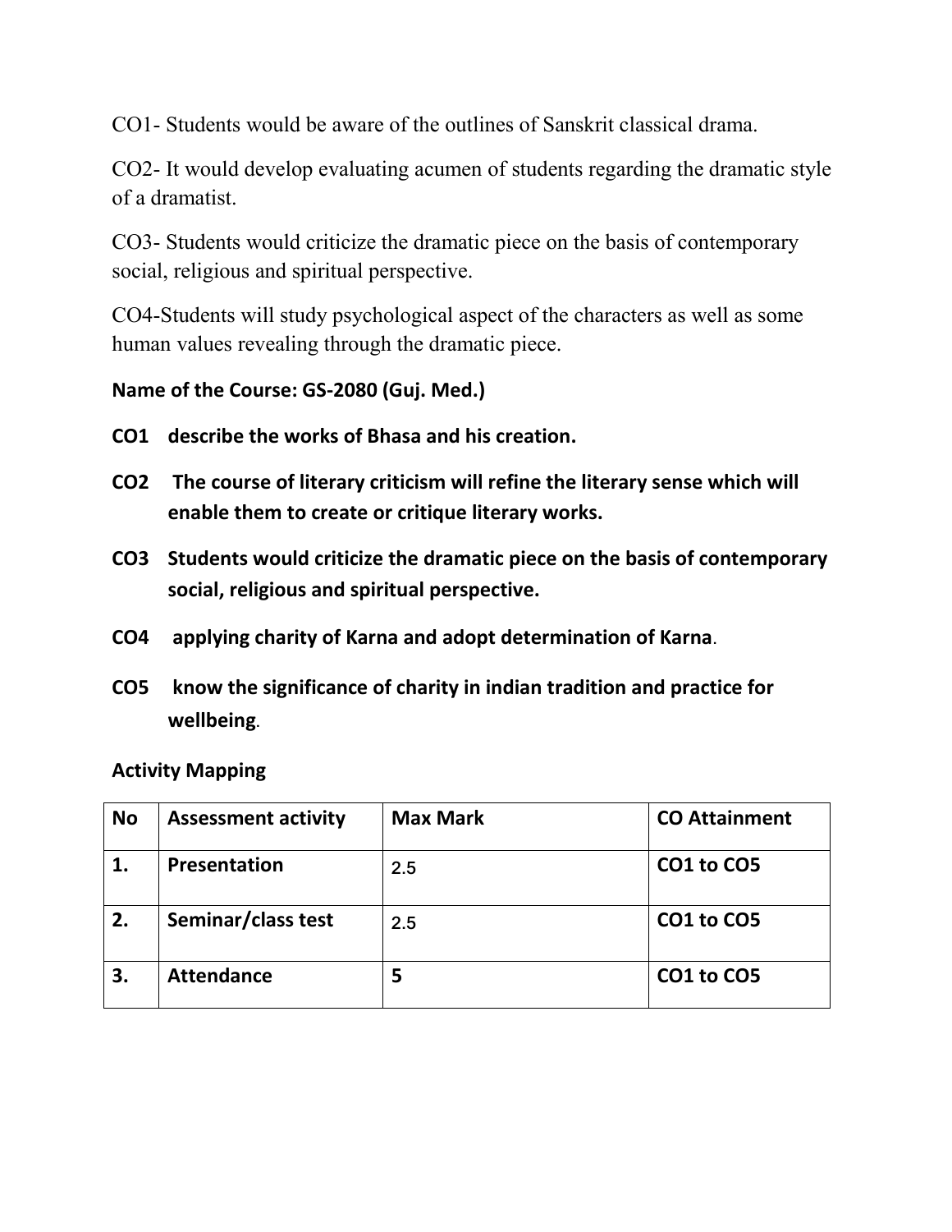CO1- Students would be aware of the outlines of Sanskrit classical drama.

CO2- It would develop evaluating acumen of students regarding the dramatic style of a dramatist.

CO3- Students would criticize the dramatic piece on the basis of contemporary social, religious and spiritual perspective.

CO4-Students will study psychological aspect of the characters as well as some human values revealing through the dramatic piece.

**Name of the Course: GS-2080 (Guj. Med.)**

- **CO1 describe the works of Bhasa and his creation.**
- **CO2 The course of literary criticism will refine the literary sense which will enable them to create or critique literary works.**
- **CO3 Students would criticize the dramatic piece on the basis of contemporary social, religious and spiritual perspective.**
- **CO4 applying charity of Karna and adopt determination of Karna**.
- **CO5 know the significance of charity in indian tradition and practice for wellbeing**.

**Activity Mapping**

| No | Assessment activity | Max Mark | CO Attainment |
|---|---|---|---|
| 1. | Presentation | 2.5 | CO1 to CO5 |
| 2. | Seminar/class test | 2.5 | CO1 to CO5 |
| 3. | Attendance | 5 | CO1 to CO5 |